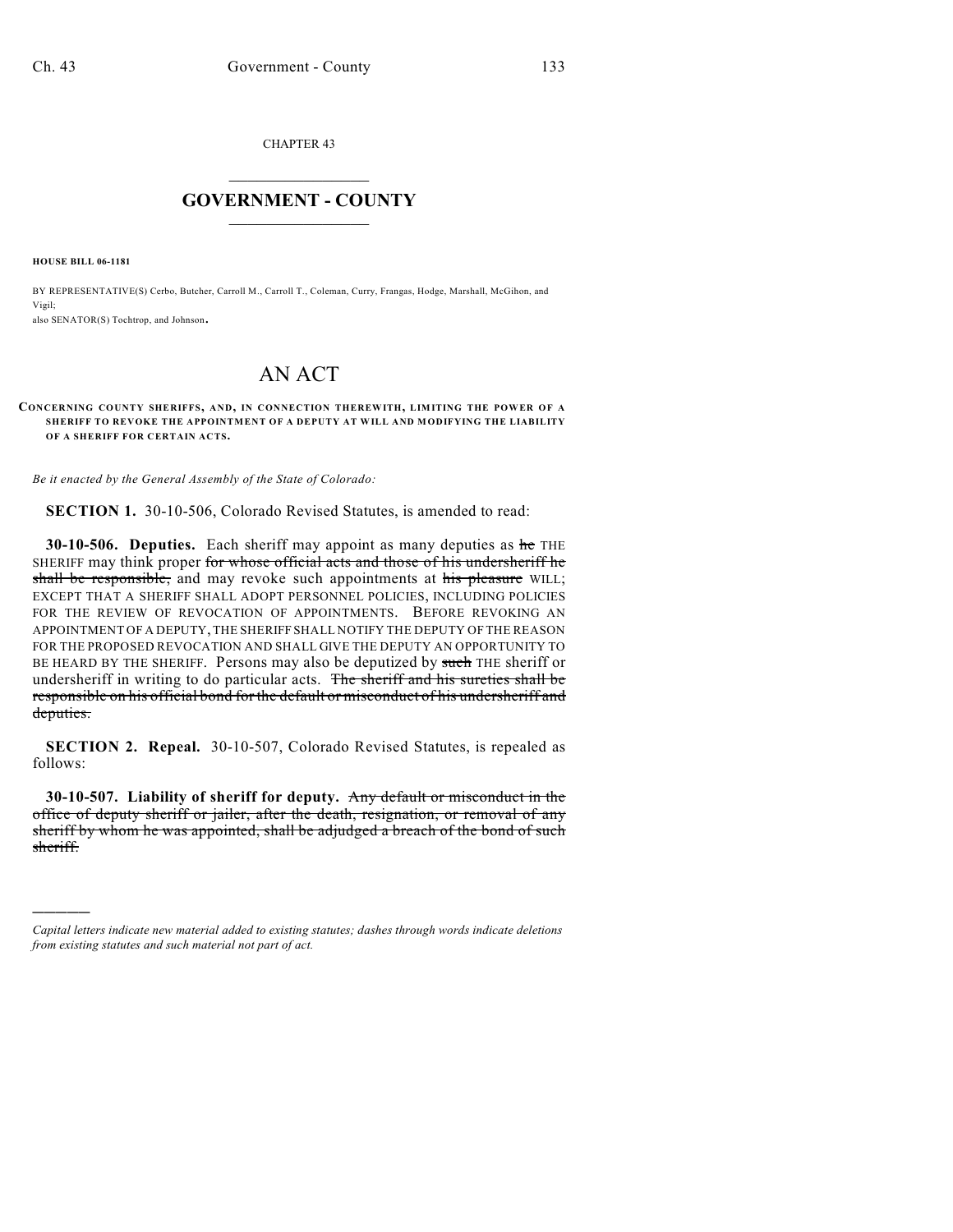CHAPTER 43

# GOVERNMENT - COUNTY

**HOUSE BILL 06-1181**

BY REPRESENTATIVE(S) Cerbo, Butcher, Carroll M., Carroll T., Coleman, Curry, Frangas, Hodge, Marshall, McGihon, and Vigil;
also SENATOR(S) Tochtrop, and Johnson.

# AN ACT

**CONCERNING COUNTY SHERIFFS, AND, IN CONNECTION THEREWITH, LIMITING THE POWER OF A SHERIFF TO REVOKE THE APPOINTMENT OF A DEPUTY AT WILL AND MODIFYING THE LIABILITY OF A SHERIFF FOR CERTAIN ACTS.**

*Be it enacted by the General Assembly of the State of Colorado:*

**SECTION 1.** 30-10-506, Colorado Revised Statutes, is amended to read:

**30-10-506. Deputies.** Each sheriff may appoint as many deputies as ~~he~~ THE SHERIFF may think proper ~~for whose official acts and those of his undersheriff he shall be responsible,~~ and may revoke such appointments at ~~his pleasure~~ WILL; EXCEPT THAT A SHERIFF SHALL ADOPT PERSONNEL POLICIES, INCLUDING POLICIES FOR THE REVIEW OF REVOCATION OF APPOINTMENTS. BEFORE REVOKING AN APPOINTMENT OF A DEPUTY, THE SHERIFF SHALL NOTIFY THE DEPUTY OF THE REASON FOR THE PROPOSED REVOCATION AND SHALL GIVE THE DEPUTY AN OPPORTUNITY TO BE HEARD BY THE SHERIFF. Persons may also be deputized by ~~such~~ THE sheriff or undersheriff in writing to do particular acts. ~~The sheriff and his sureties shall be responsible on his official bond for the default or misconduct of his undersheriff and deputies.~~

**SECTION 2. Repeal.** 30-10-507, Colorado Revised Statutes, is repealed as follows:

**30-10-507. Liability of sheriff for deputy.** ~~Any default or misconduct in the office of deputy sheriff or jailer, after the death, resignation, or removal of any sheriff by whom he was appointed, shall be adjudged a breach of the bond of such sheriff.~~

---

*Capital letters indicate new material added to existing statutes; dashes through words indicate deletions from existing statutes and such material not part of act.*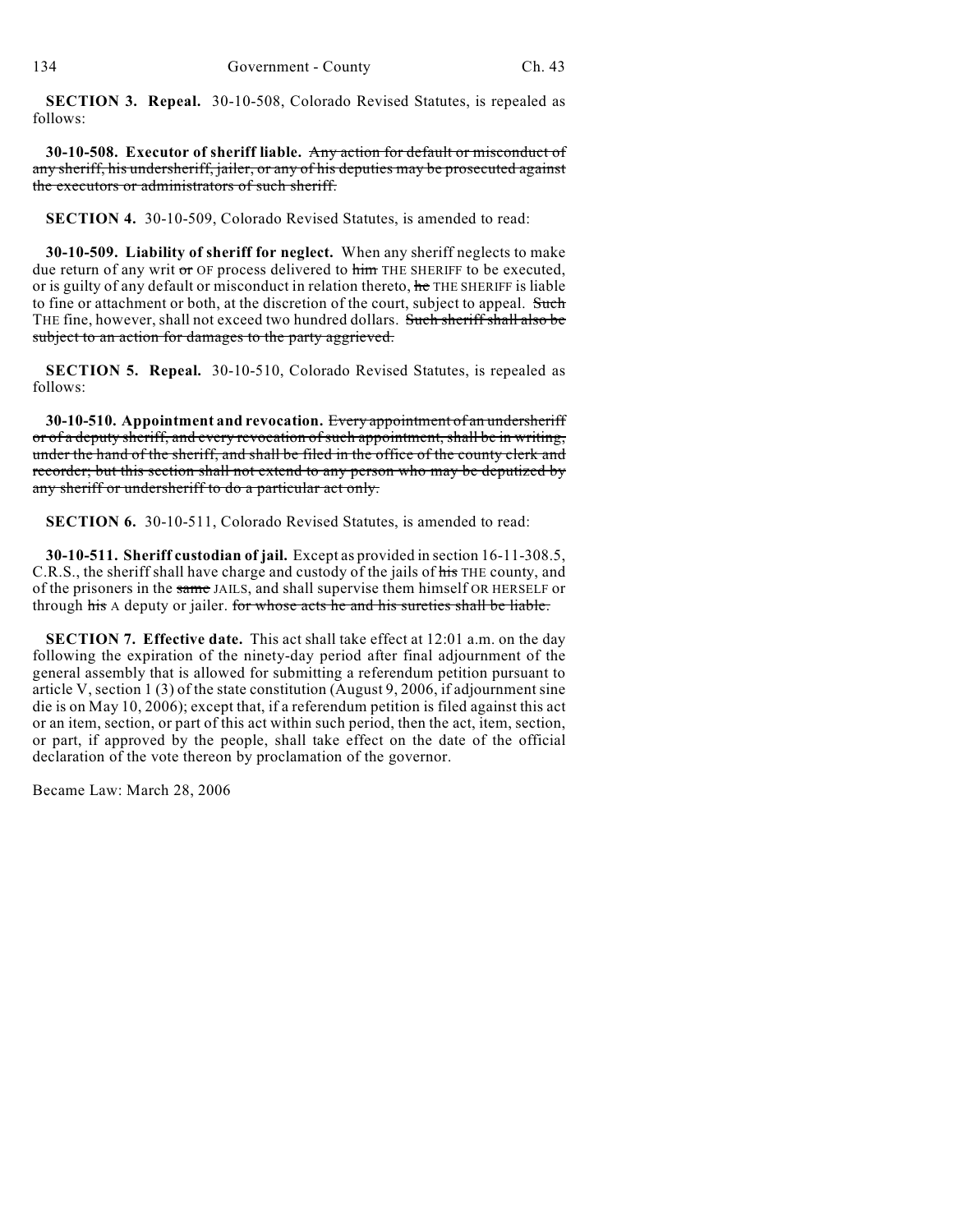**SECTION 3. Repeal.** 30-10-508, Colorado Revised Statutes, is repealed as follows:

**30-10-508. Executor of sheriff liable.** ~~Any action for default or misconduct of any sheriff, his undersheriff, jailer, or any of his deputies may be prosecuted against the executors or administrators of such sheriff.~~

**SECTION 4.** 30-10-509, Colorado Revised Statutes, is amended to read:

**30-10-509. Liability of sheriff for neglect.** When any sheriff neglects to make due return of any writ ~~or~~ OF process delivered to ~~him~~ THE SHERIFF to be executed, or is guilty of any default or misconduct in relation thereto, ~~he~~ THE SHERIFF is liable to fine or attachment or both, at the discretion of the court, subject to appeal. ~~Such~~ THE fine, however, shall not exceed two hundred dollars. ~~Such sheriff shall also be subject to an action for damages to the party aggrieved.~~

**SECTION 5. Repeal.** 30-10-510, Colorado Revised Statutes, is repealed as follows:

**30-10-510. Appointment and revocation.** ~~Every appointment of an undersheriff or of a deputy sheriff, and every revocation of such appointment, shall be in writing, under the hand of the sheriff, and shall be filed in the office of the county clerk and recorder; but this section shall not extend to any person who may be deputized by any sheriff or undersheriff to do a particular act only.~~

**SECTION 6.** 30-10-511, Colorado Revised Statutes, is amended to read:

**30-10-511. Sheriff custodian of jail.** Except as provided in section 16-11-308.5, C.R.S., the sheriff shall have charge and custody of the jails of ~~his~~ THE county, and of the prisoners in the ~~same~~ JAILS, and shall supervise them himself OR HERSELF or through ~~his~~ A deputy or jailer. ~~for whose acts he and his sureties shall be liable.~~

**SECTION 7. Effective date.** This act shall take effect at 12:01 a.m. on the day following the expiration of the ninety-day period after final adjournment of the general assembly that is allowed for submitting a referendum petition pursuant to article V, section 1 (3) of the state constitution (August 9, 2006, if adjournment sine die is on May 10, 2006); except that, if a referendum petition is filed against this act or an item, section, or part of this act within such period, then the act, item, section, or part, if approved by the people, shall take effect on the date of the official declaration of the vote thereon by proclamation of the governor.

Became Law: March 28, 2006